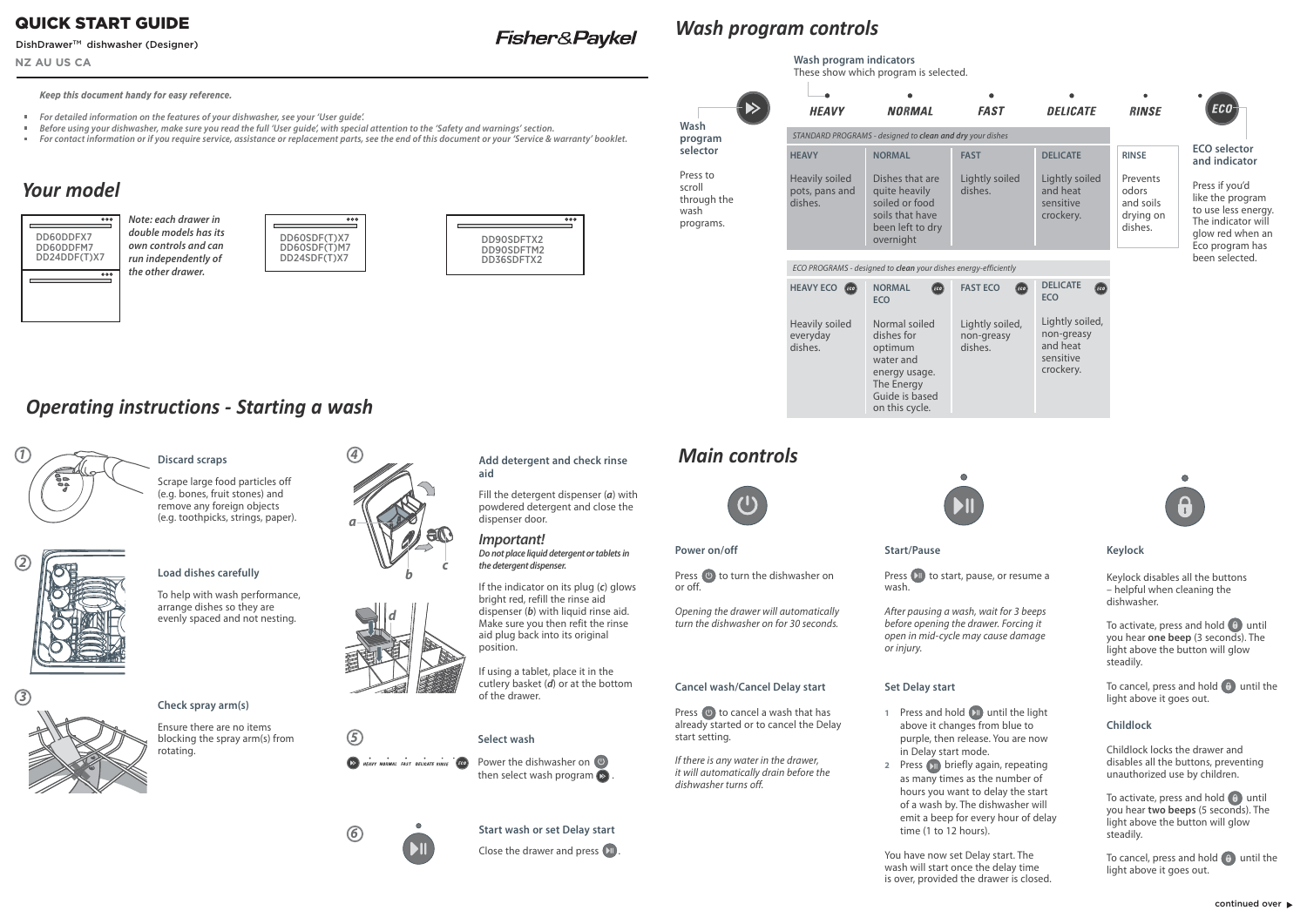# QUICK START GUIDE

DishDrawer™ dishwasher (Designer)

NZ AU US CA

Fisher&Paykel

*Keep this document handy for easy reference.*

- *For detailed information on the features of your dishwasher, see your 'User guide'.*
- *Before using your dishwasher, make sure you read the full 'User guide', with special attention to the 'Safety and warnings' section.*
- *For contact information or if you require service, assistance or replacement parts, see the end of this document or your 'Service & warranty' booklet.*

## Your model

DD60DDFX7
DD60DDFM7
DD24DDF(T)X7

***Note: each drawer in double models has its own controls and can run independently of the other drawer.***

DD60SDF(T)X7
DD60SDF(T)M7
DD24SDF(T)X7

DD90SDFTX2
DD90SDFTM2
DD36SDFTX2

## Operating instructions - Starting a wash

**1 Discard scraps**

Scrape large food particles off (e.g. bones, fruit stones) and remove any foreign objects (e.g. toothpicks, strings, paper).

**2 Load dishes carefully**

To help with wash performance, arrange dishes so they are evenly spaced and not nesting.

**3 Check spray arm(s)**

Ensure there are no items blocking the spray arm(s) from rotating.

**4 Add detergent and check rinse aid**

Fill the detergent dispenser (***a***) with powdered detergent and close the dispenser door.

***Important!***
***Do not place liquid detergent or tablets in the detergent dispenser.***

If the indicator on its plug (***c***) glows bright red, refill the rinse aid dispenser (***b***) with liquid rinse aid. Make sure you then refit the rinse aid plug back into its original position.

If using a tablet, place it in the cutlery basket (***d***) or at the bottom of the drawer.

**5 Select wash**

Power the dishwasher on then select wash program.

**6 Start wash or set Delay start**

Close the drawer and press.

## Wash program controls

**Wash program indicators**
These show which program is selected.

**Wash program selector**

Press to scroll through the wash programs.

**ECO selector and indicator**

Press if you'd like the program to use less energy. The indicator will glow red when an Eco program has been selected.

*STANDARD PROGRAMS - designed to **clean and dry** your dishes*

| HEAVY | NORMAL | FAST | DELICATE | RINSE |
|---|---|---|---|---|
| Heavily soiled pots, pans and dishes. | Dishes that are quite heavily soiled or food soils that have been left to dry overnight | Lightly soiled dishes. | Lightly soiled and heat sensitive crockery. | Prevents odors and soils drying on dishes. |

*ECO PROGRAMS - designed to **clean** your dishes energy-efficiently*

| HEAVY ECO | NORMAL ECO | FAST ECO | DELICATE ECO |
|---|---|---|---|
| Heavily soiled everyday dishes. | Normal soiled dishes for optimum water and energy usage. The Energy Guide is based on this cycle. | Lightly soiled, non-greasy dishes. | Lightly soiled, non-greasy and heat sensitive crockery. |

## Main controls

### Power on/off

Press to turn the dishwasher on or off.

*Opening the drawer will automatically turn the dishwasher on for 30 seconds.*

### Cancel wash/Cancel Delay start

Press to cancel a wash that has already started or to cancel the Delay start setting.

*If there is any water in the drawer, it will automatically drain before the dishwasher turns off.*

### Start/Pause

Press to start, pause, or resume a wash.

*After pausing a wash, wait for 3 beeps before opening the drawer. Forcing it open in mid-cycle may cause damage or injury.*

### Set Delay start

1. Press and hold until the light above it changes from blue to purple, then release. You are now in Delay start mode.
2. Press briefly again, repeating as many times as the number of hours you want to delay the start of a wash by. The dishwasher will emit a beep for every hour of delay time (1 to 12 hours).

You have now set Delay start. The wash will start once the delay time is over, provided the drawer is closed.

### Keylock

Keylock disables all the buttons – helpful when cleaning the dishwasher.

To activate, press and hold until you hear **one beep** (3 seconds). The light above the button will glow steadily.

To cancel, press and hold until the light above it goes out.

### Childlock

Childlock locks the drawer and disables all the buttons, preventing unauthorized use by children.

To activate, press and hold until you hear **two beeps** (5 seconds). The light above the button will glow steadily.

To cancel, press and hold until the light above it goes out.

continued over ▶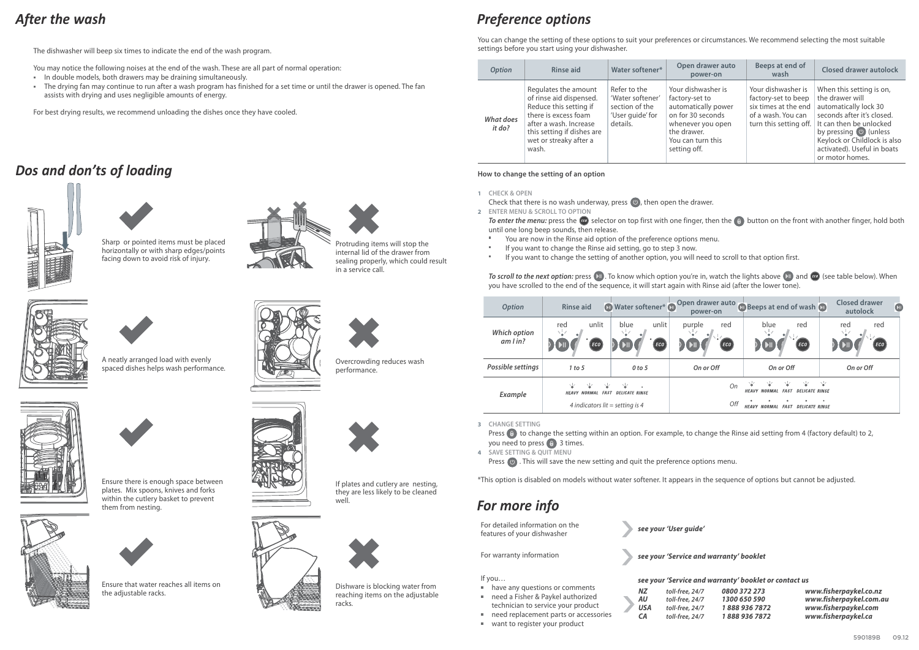# After the wash

The dishwasher will beep six times to indicate the end of the wash program.

You may notice the following noises at the end of the wash. These are all part of normal operation:

- In double models, both drawers may be draining simultaneously.
- The drying fan may continue to run after a wash program has finished for a set time or until the drawer is opened. The fan assists with drying and uses negligible amounts of energy.

For best drying results, we recommend unloading the dishes once they have cooled.

# Dos and don'ts of loading

Sharp or pointed items must be placed horizontally or with sharp edges/points facing down to avoid risk of injury.

Protruding items will stop the internal lid of the drawer from sealing properly, which could result in a service call.

A neatly arranged load with evenly spaced dishes helps wash performance.

Overcrowding reduces wash performance.

Ensure there is enough space between plates. Mix spoons, knives and forks within the cutlery basket to prevent them from nesting.

If plates and cutlery are nesting, they are less likely to be cleaned well.

Ensure that water reaches all items on the adjustable racks.

Dishware is blocking water from reaching items on the adjustable racks.

# Preference options

You can change the setting of these options to suit your preferences or circumstances. We recommend selecting the most suitable settings before you start using your dishwasher.

| *Option* | Rinse aid | Water softener* | Open drawer auto power-on | Beeps at end of wash | Closed drawer autolock |
|---|---|---|---|---|---|
| *What does it do?* | Regulates the amount of rinse aid dispensed. Reduce this setting if there is excess foam after a wash. Increase this setting if dishes are wet or streaky after a wash. | Refer to the 'Water softener' section of the 'User guide' for details. | Your dishwasher is factory-set to automatically power on for 30 seconds whenever you open the drawer. You can turn this setting off. | Your dishwasher is factory-set to beep six times at the end of a wash. You can turn this setting off. | When this setting is on, the drawer will automatically lock 30 seconds after it's closed. It can then be unlocked by pressing ⏻ (unless Keylock or Childlock is also activated). Useful in boats or motor homes. |

**How to change the setting of an option**

1 **CHECK & OPEN**
Check that there is no wash underway, press ⏻, then open the drawer.

2 **ENTER MENU & SCROLL TO OPTION**
***To enter the menu:*** press the ECO selector on top first with one finger, then the 🔒 button on the front with another finger, hold both until one long beep sounds, then release.
- You are now in the Rinse aid option of the preference options menu.
- If you want to change the Rinse aid setting, go to step 3 now.
- If you want to change the setting of another option, you will need to scroll to that option first.

***To scroll to the next option:*** press ⏯. To know which option you're in, watch the lights above ⏯ and ECO (see table below). When you have scrolled to the end of the sequence, it will start again with Rinse aid (after the lower tone).

| *Option* | Rinse aid | Water softener* | Open drawer auto power-on | Beeps at end of wash | Closed drawer autolock |
|---|---|---|---|---|---|
| *Which option am I in?* | red / unlit | blue / unlit | purple / red | blue / red | red / red |
| *Possible settings* | *1 to 5* | *0 to 5* | *On or Off* | *On or Off* | *On or Off* |
| *Example* | HEAVY NORMAL FAST DELICATE RINSE — *4 indicators lit = setting is 4* | | *On* HEAVY NORMAL FAST DELICATE RINSE / *Off* HEAVY NORMAL FAST DELICATE RINSE | | |

3 **CHANGE SETTING**
Press 🔒 to change the setting within an option. For example, to change the Rinse aid setting from 4 (factory default) to 2, you need to press 🔒 3 times.

4 **SAVE SETTING & QUIT MENU**
Press ⏻. This will save the new setting and quit the preference options menu.

*This option is disabled on models without water softener. It appears in the sequence of options but cannot be adjusted.

# For more info

For detailed information on the features of your dishwasher — ***see your 'User guide'***

For warranty information — ***see your 'Service and warranty' booklet***

If you…
- have any questions or comments
- need a Fisher & Paykel authorized technician to service your product
- need replacement parts or accessories
- want to register your product

***see your 'Service and warranty' booklet or contact us***

| | | | |
|---|---|---|---|
| ***NZ*** | *toll-free, 24/7* | ***0800 372 273*** | ***www.fisherpaykel.co.nz*** |
| ***AU*** | *toll-free, 24/7* | ***1300 650 590*** | ***www.fisherpaykel.com.au*** |
| ***USA*** | *toll-free, 24/7* | ***1 888 936 7872*** | ***www.fisherpaykel.com*** |
| ***CA*** | *toll-free, 24/7* | ***1 888 936 7872*** | ***www.fisherpaykel.ca*** |

590189B 09.12